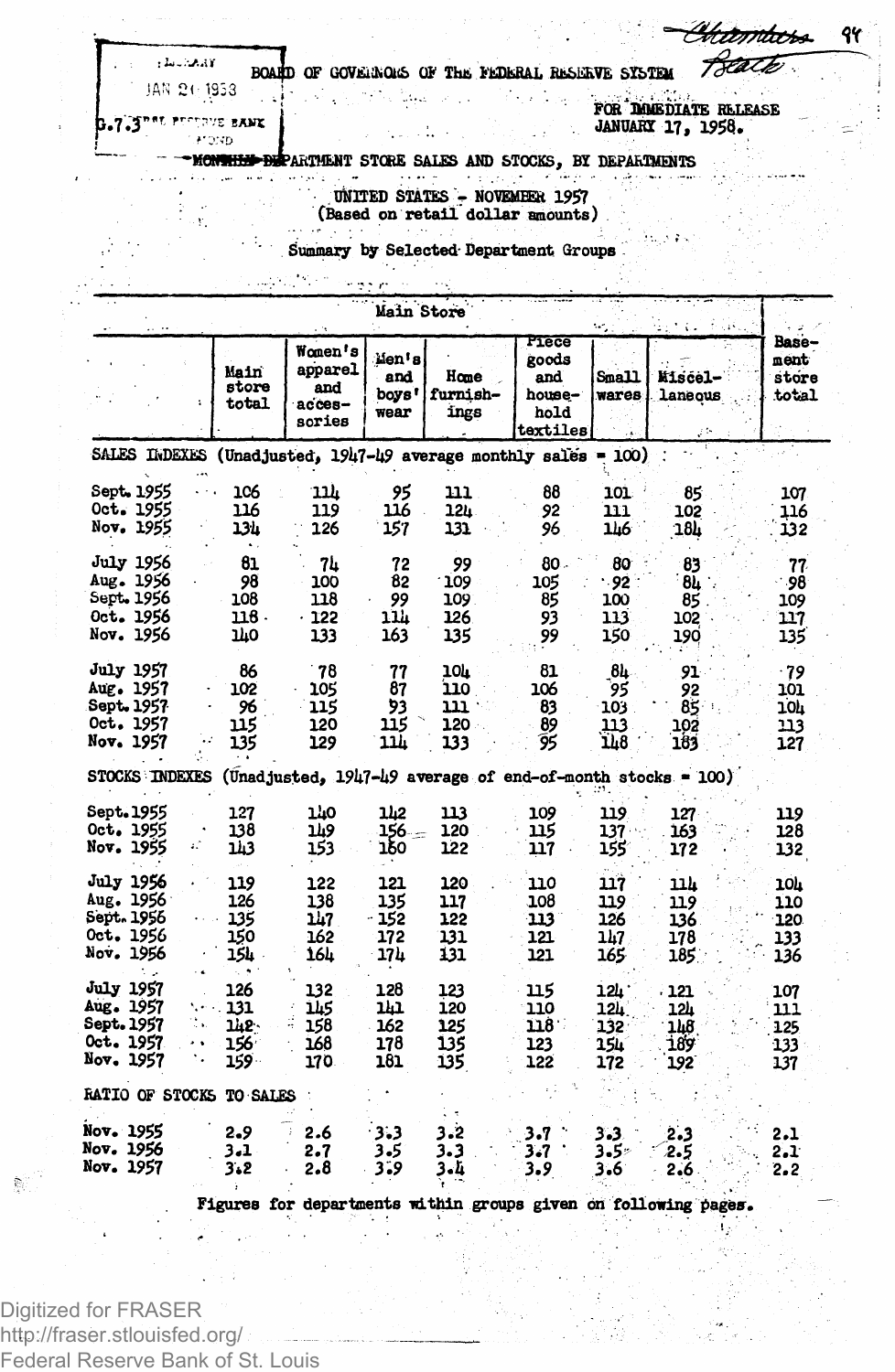BOARD OF GOVERNORS OF THE FEDERAL RESERVE SYSTEM

G.7.3

FOR IMMEDIATE RELEASE
JANUARY 17, 1958.

# DEPARTMENT STORE SALES AND STOCKS, BY DEPARTMENTS

## UNITED STATES - NOVEMBER 1957
(Based on retail dollar amounts)

### Summary by Selected Department Groups

| | Main Store | | | | | | | |
|---|---|---|---|---|---|---|---|---|
| | Main store total | Women's apparel and acces-sories | Men's and boys' wear | Home furnish-ings | Piece goods and house-hold textiles | Small wares | Miscel-laneous | Base-ment store total |
| **SALES INDEXES (Unadjusted, 1947-49 average monthly sales = 100)** | | | | | | | | |
| Sept. 1955 | 106 | 114 | 95 | 111 | 88 | 101 | 85 | 107 |
| Oct. 1955 | 116 | 119 | 116 | 124 | 92 | 111 | 102 | 116 |
| Nov. 1955 | 134 | 126 | 157 | 131 | 96 | 146 | 184 | 132 |
| July 1956 | 81 | 74 | 72 | 99 | 80 | 80 | 83 | 77 |
| Aug. 1956 | 98 | 100 | 82 | 109 | 105 | 92 | 84 | 98 |
| Sept. 1956 | 108 | 118 | 99 | 109 | 85 | 100 | 85 | 109 |
| Oct. 1956 | 118 | 122 | 114 | 126 | 93 | 113 | 102 | 117 |
| Nov. 1956 | 140 | 133 | 163 | 135 | 99 | 150 | 190 | 135 |
| July 1957 | 86 | 78 | 77 | 104 | 81 | 84 | 91 | 79 |
| Aug. 1957 | 102 | 105 | 87 | 110 | 106 | 95 | 92 | 101 |
| Sept. 1957 | 96 | 115 | 93 | 111 | 83 | 103 | 85 | 104 |
| Oct. 1957 | 115 | 120 | 115 | 120 | 89 | 113 | 102 | 113 |
| Nov. 1957 | 135 | 129 | 114 | 133 | 95 | 148 | 183 | 127 |
| **STOCKS INDEXES (Unadjusted, 1947-49 average of end-of-month stocks = 100)** | | | | | | | | |
| Sept. 1955 | 127 | 140 | 142 | 113 | 109 | 119 | 127 | 119 |
| Oct. 1955 | 138 | 149 | 156 | 120 | 115 | 137 | 163 | 128 |
| Nov. 1955 | 143 | 153 | 160 | 122 | 117 | 155 | 172 | 132 |
| July 1956 | 119 | 122 | 121 | 120 | 110 | 117 | 114 | 104 |
| Aug. 1956 | 126 | 138 | 135 | 117 | 108 | 119 | 119 | 110 |
| Sept. 1956 | 135 | 147 | 152 | 122 | 113 | 126 | 136 | 120 |
| Oct. 1956 | 150 | 162 | 172 | 131 | 121 | 147 | 178 | 133 |
| Nov. 1956 | 154 | 164 | 174 | 131 | 121 | 165 | 185 | 136 |
| July 1957 | 126 | 132 | 128 | 123 | 115 | 124 | 121 | 107 |
| Aug. 1957 | 131 | 145 | 141 | 120 | 110 | 124 | 124 | 111 |
| Sept. 1957 | 142 | 158 | 162 | 125 | 118 | 132 | 148 | 125 |
| Oct. 1957 | 156 | 168 | 178 | 135 | 123 | 154 | 189 | 133 |
| Nov. 1957 | 159 | 170 | 181 | 135 | 122 | 172 | 192 | 137 |
| **RATIO OF STOCKS TO SALES** | | | | | | | | |
| Nov. 1955 | 2.9 | 2.6 | 3.3 | 3.2 | 3.7 | 3.3 | 2.3 | 2.1 |
| Nov. 1956 | 3.1 | 2.7 | 3.5 | 3.3 | 3.7 | 3.5 | 2.5 | 2.1 |
| Nov. 1957 | 3.2 | 2.8 | 3.9 | 3.4 | 3.9 | 3.6 | 2.6 | 2.2 |

Figures for departments within groups given on following pages.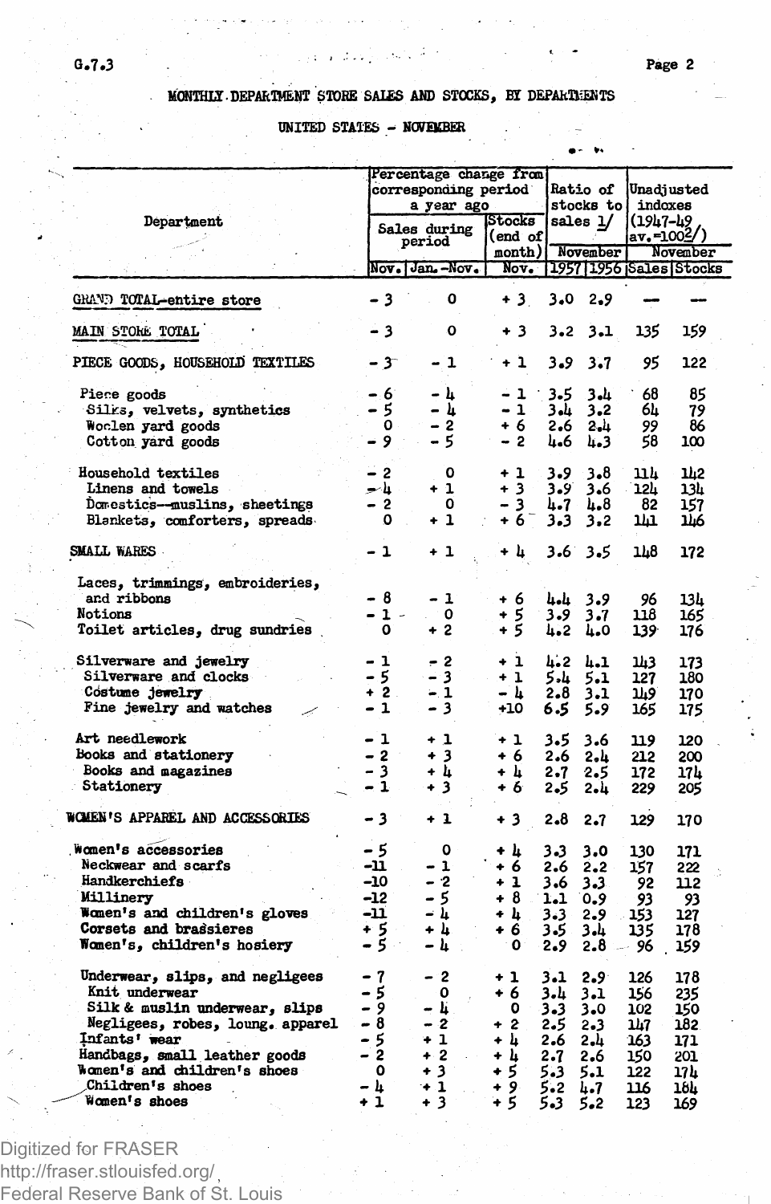G.7.3

# MONTHLY DEPARTMENT STORE SALES AND STOCKS, BY DEPARTMENTS

## UNITED STATES - NOVEMBER

| Department | Percentage change from corresponding period a year ago | | | Ratio of stocks to sales 1/ | | Unadjusted indexes (1947-49 av.=100 2/) | |
|---|---|---|---|---|---|---|---|
| | Sales during period | | Stocks (end of month) | November | | November | |
| | Nov. | Jan.-Nov. | Nov. | 1957 | 1956 | Sales | Stocks |
| GRAND TOTAL-entire store | -3 | 0 | +3 | 3.0 | 2.9 | --- | --- |
| MAIN STORE TOTAL | -3 | 0 | +3 | 3.2 | 3.1 | 135 | 159 |
| PIECE GOODS, HOUSEHOLD TEXTILES | -3 | -1 | +1 | 3.9 | 3.7 | 95 | 122 |
| Piece goods | -6 | -4 | -1 | 3.5 | 3.4 | 68 | 85 |
| Silks, velvets, synthetics | -5 | -4 | -1 | 3.4 | 3.2 | 64 | 79 |
| Woolen yard goods | 0 | -2 | +6 | 2.6 | 2.4 | 99 | 86 |
| Cotton yard goods | -9 | -5 | -2 | 4.6 | 4.3 | 58 | 100 |
| Household textiles | -2 | 0 | +1 | 3.9 | 3.8 | 114 | 142 |
| Linens and towels | -4 | +1 | +3 | 3.9 | 3.6 | 124 | 134 |
| Domestics--muslins, sheetings | -2 | 0 | -3 | 4.7 | 4.8 | 82 | 157 |
| Blankets, comforters, spreads | 0 | +1 | +6 | 3.3 | 3.2 | 141 | 146 |
| SMALL WARES | -1 | +1 | +4 | 3.6 | 3.5 | 148 | 172 |
| Laces, trimmings, embroideries, and ribbons | -8 | -1 | +6 | 4.4 | 3.9 | 96 | 134 |
| Notions | -1 | 0 | +5 | 3.9 | 3.7 | 118 | 165 |
| Toilet articles, drug sundries | 0 | +2 | +5 | 4.2 | 4.0 | 139 | 176 |
| Silverware and jewelry | -1 | -2 | +1 | 4.2 | 4.1 | 143 | 173 |
| Silverware and clocks | -5 | -3 | +1 | 5.4 | 5.1 | 127 | 180 |
| Costume jewelry | +2 | -1 | -4 | 2.8 | 3.1 | 149 | 170 |
| Fine jewelry and watches | -1 | -3 | +10 | 6.5 | 5.9 | 165 | 175 |
| Art needlework | -1 | +1 | +1 | 3.5 | 3.6 | 119 | 120 |
| Books and stationery | -2 | +3 | +6 | 2.6 | 2.4 | 212 | 200 |
| Books and magazines | -3 | +4 | +4 | 2.7 | 2.5 | 172 | 174 |
| Stationery | -1 | +3 | +6 | 2.5 | 2.4 | 229 | 205 |
| WOMEN'S APPAREL AND ACCESSORIES | -3 | +1 | +3 | 2.8 | 2.7 | 129 | 170 |
| Women's accessories | -5 | 0 | +4 | 3.3 | 3.0 | 130 | 171 |
| Neckwear and scarfs | -11 | -1 | +6 | 2.6 | 2.2 | 157 | 222 |
| Handkerchiefs | -10 | -2 | +1 | 3.6 | 3.3 | 92 | 112 |
| Millinery | -12 | -5 | +8 | 1.1 | 0.9 | 93 | 93 |
| Women's and children's gloves | -11 | -4 | +4 | 3.3 | 2.9 | 153 | 127 |
| Corsets and brassieres | +5 | +4 | +6 | 3.5 | 3.4 | 135 | 178 |
| Women's, children's hosiery | -5 | -4 | 0 | 2.9 | 2.8 | 96 | 159 |
| Underwear, slips, and negligees | -7 | -2 | +1 | 3.1 | 2.9 | 126 | 178 |
| Knit underwear | -5 | 0 | +6 | 3.4 | 3.1 | 156 | 235 |
| Silk & muslin underwear, slips | -9 | -4 | 0 | 3.3 | 3.0 | 102 | 150 |
| Negligees, robes, loung. apparel | -8 | -2 | +2 | 2.5 | 2.3 | 147 | 182 |
| Infants' wear | -5 | +1 | +4 | 2.6 | 2.4 | 163 | 171 |
| Handbags, small leather goods | -2 | +2 | +4 | 2.7 | 2.6 | 150 | 201 |
| Women's and children's shoes | 0 | +3 | +5 | 5.3 | 5.1 | 122 | 174 |
| Children's shoes | -4 | +1 | +9 | 5.2 | 4.7 | 116 | 184 |
| Women's shoes | +1 | +3 | +5 | 5.3 | 5.2 | 123 | 169 |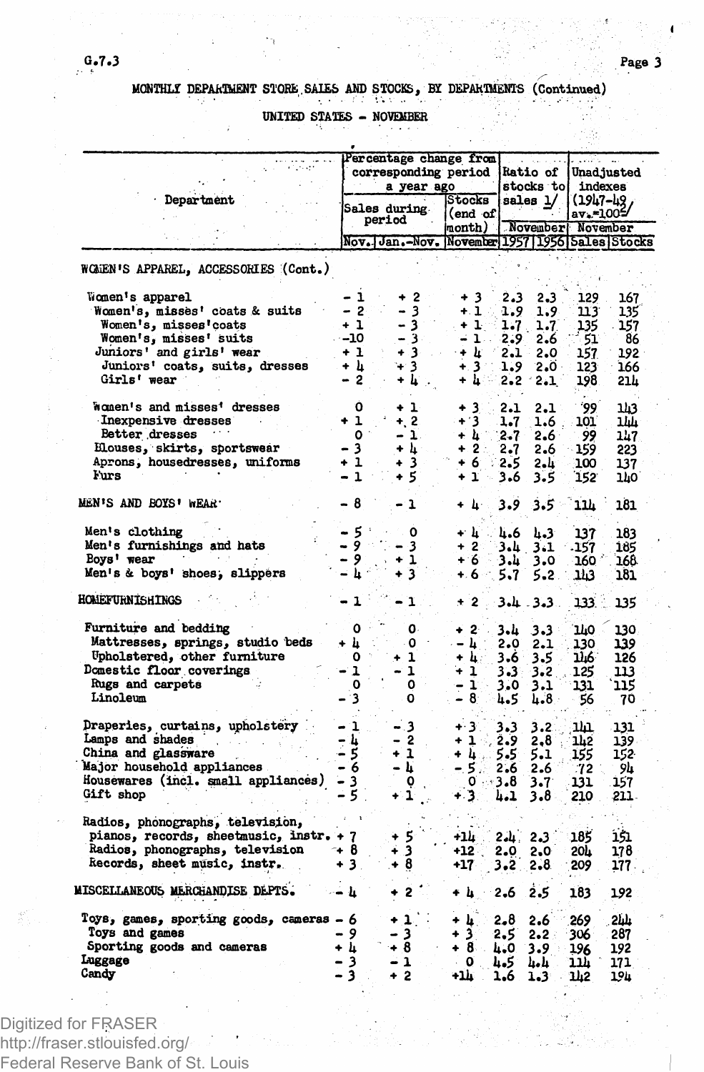# MONTHLY DEPARTMENT STORE SALES AND STOCKS, BY DEPARTMENTS (Continued)

## UNITED STATES - NOVEMBER

| Department | Percentage change from corresponding period a year ago | | | Ratio of stocks to sales 1/ | | Unadjusted indexes (1947-49 av.=100) 2/ | |
|---|---|---|---|---|---|---|---|
| | Sales during period | | Stocks (end of month) | November | | November | |
| | Nov. | Jan.-Nov. | November | 1957 | 1956 | Sales | Stocks |
| WOMEN'S APPAREL, ACCESSORIES (Cont.) | | | | | | | |
| Women's apparel | - 1 | + 2 | + 3 | 2.3 | 2.3 | 129 | 167 |
| Women's, misses' coats & suits | - 2 | - 3 | + 1 | 1.9 | 1.9 | 113 | 135 |
| Women's, misses' coats | + 1 | - 3 | + 1 | 1.7 | 1.7 | 135 | 157 |
| Women's, misses' suits | -10 | - 3 | - 1 | 2.9 | 2.6 | 51 | 86 |
| Juniors' and girls' wear | + 1 | + 3 | + 4 | 2.1 | 2.0 | 157 | 192 |
| Juniors' coats, suits, dresses | + 4 | + 3 | + 3 | 1.9 | 2.0 | 123 | 166 |
| Girls' wear | - 2 | + 4 | + 4 | 2.2 | 2.1 | 198 | 214 |
| Women's and misses' dresses | 0 | + 1 | + 3 | 2.1 | 2.1 | 99 | 143 |
| Inexpensive dresses | + 1 | + 2 | + 3 | 1.7 | 1.6 | 101 | 144 |
| Better dresses | 0 | - 1 | + 4 | 2.7 | 2.6 | 99 | 147 |
| Blouses, skirts, sportswear | - 3 | + 4 | + 2 | 2.7 | 2.6 | 159 | 223 |
| Aprons, housedresses, uniforms | + 1 | + 3 | + 6 | 2.5 | 2.4 | 100 | 137 |
| Furs | - 1 | + 5 | + 1 | 3.6 | 3.5 | 152 | 140 |
| MEN'S AND BOYS' WEAR | - 8 | - 1 | + 4 | 3.9 | 3.5 | 114 | 181 |
| Men's clothing | - 5 | 0 | + 4 | 4.6 | 4.3 | 137 | 183 |
| Men's furnishings and hats | - 9 | - 3 | + 2 | 3.4 | 3.1 | 157 | 185 |
| Boys' wear | - 9 | + 1 | + 6 | 3.4 | 3.0 | 160 | 168 |
| Men's & boys' shoes, slippers | - 4 | + 3 | + 6 | 5.7 | 5.2 | 143 | 181 |
| HOMEFURNISHINGS | - 1 | - 1 | + 2 | 3.4 | 3.3 | 133 | 135 |
| Furniture and bedding | 0 | 0 | + 2 | 3.4 | 3.3 | 140 | 130 |
| Mattresses, springs, studio beds | + 4 | 0 | - 4 | 2.0 | 2.1 | 130 | 139 |
| Upholstered, other furniture | 0 | + 1 | + 4 | 3.6 | 3.5 | 146 | 126 |
| Domestic floor coverings | - 1 | - 1 | + 1 | 3.3 | 3.2 | 125 | 113 |
| Rugs and carpets | 0 | 0 | - 1 | 3.0 | 3.1 | 131 | 115 |
| Linoleum | - 3 | 0 | - 8 | 4.5 | 4.8 | 56 | 70 |
| Draperies, curtains, upholstery | - 1 | - 3 | + 3 | 3.3 | 3.2 | 141 | 131 |
| Lamps and shades | - 4 | - 2 | + 1 | 2.9 | 2.8 | 142 | 139 |
| China and glassware | - 5 | + 1 | + 4 | 5.5 | 5.1 | 155 | 152 |
| Major household appliances | - 6 | - 4 | - 5 | 2.6 | 2.6 | 72 | 94 |
| Housewares (incl. small appliances) | - 3 | 0 | 0 | 3.8 | 3.7 | 131 | 157 |
| Gift shop | - 5 | + 1 | + 3 | 4.1 | 3.8 | 210 | 211 |
| Radios, phonographs, television, pianos, records, sheetmusic, instr. | + 7 | + 5 | +14 | 2.4 | 2.3 | 185 | 151 |
| Radios, phonographs, television | + 8 | + 3 | +12 | 2.0 | 2.0 | 204 | 178 |
| Records, sheet music, instr. | + 3 | + 8 | +17 | 3.2 | 2.8 | 209 | 177 |
| MISCELLANEOUS MERCHANDISE DEPTS. | - 4 | + 2 | + 4 | 2.6 | 2.5 | 183 | 192 |
| Toys, games, sporting goods, cameras | - 6 | + 1 | + 4 | 2.8 | 2.6 | 269 | 244 |
| Toys and games | - 9 | - 3 | + 3 | 2.5 | 2.2 | 306 | 287 |
| Sporting goods and cameras | + 4 | + 8 | + 8 | 4.0 | 3.9 | 196 | 192 |
| Luggage | - 3 | - 1 | 0 | 4.5 | 4.4 | 114 | 171 |
| Candy | - 3 | + 2 | +14 | 1.6 | 1.3 | 142 | 194 |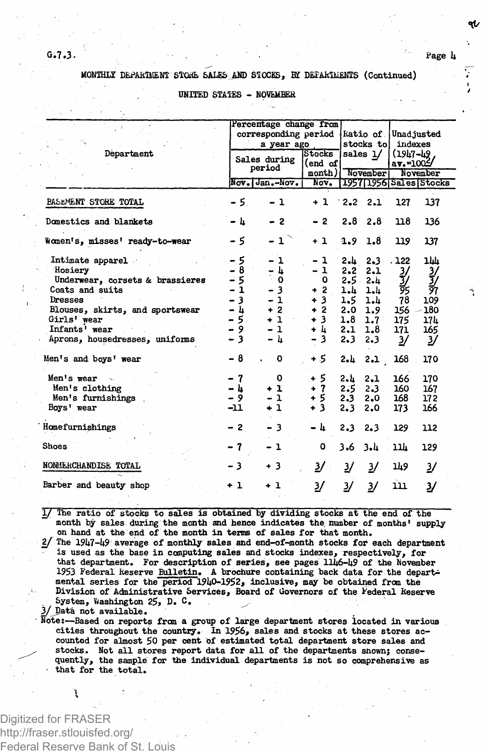G.7.3.

MONTHLY DEPARTMENT STORE SALES AND STOCKS, BY DEPARTMENTS (Continued)

UNITED STATES - NOVEMBER

| Department | Percentage change from corresponding period a year ago | | | Ratio of stocks to sales 1/ | | Unadjusted indexes (1947-49 av.=100) 2/ | |
|---|---|---|---|---|---|---|---|
| | Sales during period | | Stocks (end of month) | November | | November | |
| | Nov. | Jan.-Nov. | Nov. | 1957 | 1956 | Sales | Stocks |
| BASEMENT STORE TOTAL | - 5 | - 1 | + 1 | 2.2 | 2.1 | 127 | 137 |
| Domestics and blankets | - 4 | - 2 | - 2 | 2.8 | 2.8 | 118 | 136 |
| Women's, misses' ready-to-wear | - 5 | - 1 | + 1 | 1.9 | 1.8 | 119 | 137 |
| Intimate apparel | - 5 | - 1 | - 1 | 2.4 | 2.3 | 122 | 144 |
| Hosiery | - 8 | - 4 | - 1 | 2.2 | 2.1 | 3/ | 3/ |
| Underwear, corsets & brassieres | - 5 | 0 | 0 | 2.5 | 2.4 | 3/ | 3/ |
| Coats and suits | - 1 | - 3 | + 2 | 1.4 | 1.4 | 95 | 97 |
| Dresses | - 3 | - 1 | + 3 | 1.5 | 1.4 | 78 | 109 |
| Blouses, skirts, and sportswear | - 4 | + 2 | + 2 | 2.0 | 1.9 | 156 | 180 |
| Girls' wear | - 5 | + 1 | + 3 | 1.8 | 1.7 | 175 | 174 |
| Infants' wear | - 9 | - 1 | + 4 | 2.1 | 1.8 | 171 | 165 |
| Aprons, housedresses, uniforms | - 3 | - 4 | - 3 | 2.3 | 2.3 | 3/ | 3/ |
| Men's and boys' wear | - 8 | 0 | + 5 | 2.4 | 2.1 | 168 | 170 |
| Men's wear | - 7 | 0 | + 5 | 2.4 | 2.1 | 166 | 170 |
| Men's clothing | - 4 | + 1 | + 7 | 2.5 | 2.3 | 160 | 167 |
| Men's furnishings | - 9 | - 1 | + 5 | 2.3 | 2.0 | 168 | 172 |
| Boys' wear | -11 | + 1 | + 3 | 2.3 | 2.0 | 173 | 166 |
| Homefurnishings | - 2 | - 3 | - 4 | 2.3 | 2.3 | 129 | 112 |
| Shoes | - 7 | - 1 | 0 | 3.6 | 3.4 | 114 | 129 |
| NONMERCHANDISE TOTAL | - 3 | + 3 | 3/ | 3/ | 3/ | 149 | 3/ |
| Barber and beauty shop | + 1 | + 1 | 3/ | 3/ | 3/ | 111 | 3/ |

1/ The ratio of stocks to sales is obtained by dividing stocks at the end of the month by sales during the month and hence indicates the number of months' supply on hand at the end of the month in terms of sales for that month.

2/ The 1947-49 average of monthly sales and end-of-month stocks for each department is used as the base in computing sales and stocks indexes, respectively, for that department. For description of series, see pages 1146-49 of the November 1953 Federal Reserve Bulletin. A brochure containing back data for the departmental series for the period 1940-1952, inclusive, may be obtained from the Division of Administrative Services, Board of Governors of the Federal Reserve System, Washington 25, D. C.

3/ Data not available.

Note:--Based on reports from a group of large department stores located in various cities throughout the country. In 1956, sales and stocks at these stores accounted for almost 50 per cent of estimated total department store sales and stocks. Not all stores report data for all of the departments shown; consequently, the sample for the individual departments is not so comprehensive as that for the total.